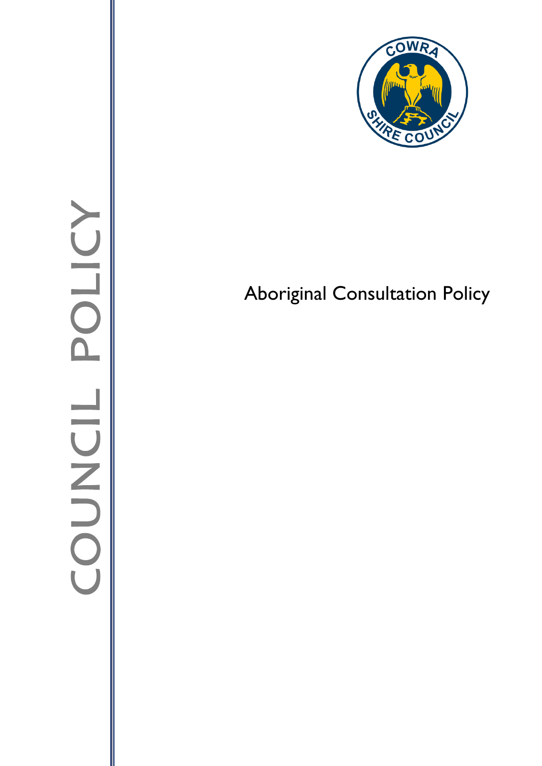COUNCIL POLICY

# Aboriginal Consultation Policy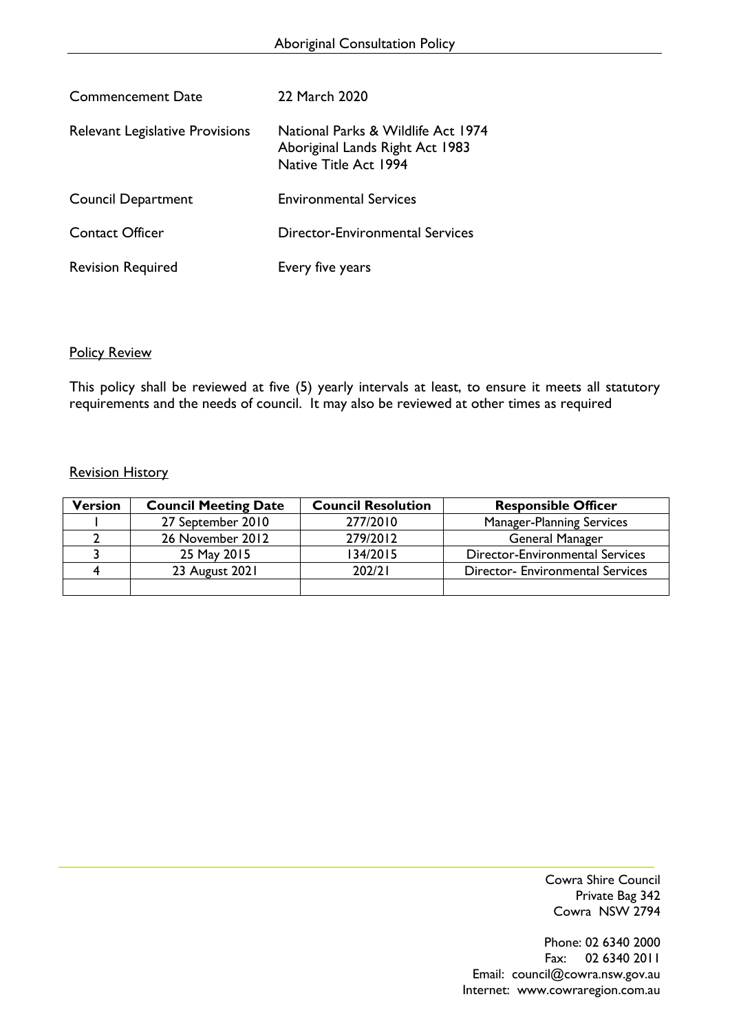| | |
|---|---|
| Commencement Date | 22 March 2020 |
| Relevant Legislative Provisions | National Parks & Wildlife Act 1974<br>Aboriginal Lands Right Act 1983<br>Native Title Act 1994 |
| Council Department | Environmental Services |
| Contact Officer | Director-Environmental Services |
| Revision Required | Every five years |

### Policy Review

This policy shall be reviewed at five (5) yearly intervals at least, to ensure it meets all statutory requirements and the needs of council. It may also be reviewed at other times as required

### Revision History

| Version | Council Meeting Date | Council Resolution | Responsible Officer |
|---|---|---|---|
| 1 | 27 September 2010 | 277/2010 | Manager-Planning Services |
| 2 | 26 November 2012 | 279/2012 | General Manager |
| 3 | 25 May 2015 | 134/2015 | Director-Environmental Services |
| 4 | 23 August 2021 | 202/21 | Director- Environmental Services |
| | | | |

Cowra Shire Council
Private Bag 342
Cowra NSW 2794

Phone: 02 6340 2000
Fax: 02 6340 2011
Email: council@cowra.nsw.gov.au
Internet: www.cowraregion.com.au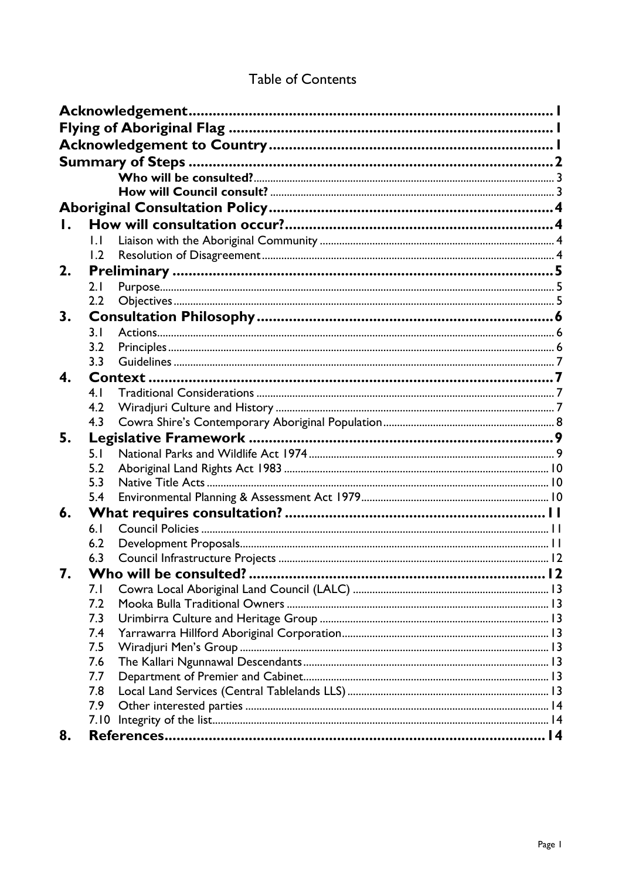# Table of Contents

| | | |
|---|---|---|
| **Acknowledgement** | | **1** |
| **Flying of Aboriginal Flag** | | **1** |
| **Acknowledgement to Country** | | **1** |
| **Summary of Steps** | | **2** |
| | **Who will be consulted?** | 3 |
| | **How will Council consult?** | 3 |
| **Aboriginal Consultation Policy** | | **4** |
| **1.** | **How will consultation occur?** | **4** |
| 1.1 | Liaison with the Aboriginal Community | 4 |
| 1.2 | Resolution of Disagreement | 4 |
| **2.** | **Preliminary** | **5** |
| 2.1 | Purpose | 5 |
| 2.2 | Objectives | 5 |
| **3.** | **Consultation Philosophy** | **6** |
| 3.1 | Actions | 6 |
| 3.2 | Principles | 6 |
| 3.3 | Guidelines | 7 |
| **4.** | **Context** | **7** |
| 4.1 | Traditional Considerations | 7 |
| 4.2 | Wiradjuri Culture and History | 7 |
| 4.3 | Cowra Shire's Contemporary Aboriginal Population | 8 |
| **5.** | **Legislative Framework** | **9** |
| 5.1 | National Parks and Wildlife Act 1974 | 9 |
| 5.2 | Aboriginal Land Rights Act 1983 | 10 |
| 5.3 | Native Title Acts | 10 |
| 5.4 | Environmental Planning & Assessment Act 1979 | 10 |
| **6.** | **What requires consultation?** | **11** |
| 6.1 | Council Policies | 11 |
| 6.2 | Development Proposals | 11 |
| 6.3 | Council Infrastructure Projects | 12 |
| **7.** | **Who will be consulted?** | **12** |
| 7.1 | Cowra Local Aboriginal Land Council (LALC) | 13 |
| 7.2 | Mooka Bulla Traditional Owners | 13 |
| 7.3 | Urimbirra Culture and Heritage Group | 13 |
| 7.4 | Yarrawarra Hillford Aboriginal Corporation | 13 |
| 7.5 | Wiradjuri Men's Group | 13 |
| 7.6 | The Kallari Ngunnawal Descendants | 13 |
| 7.7 | Department of Premier and Cabinet | 13 |
| 7.8 | Local Land Services (Central Tablelands LLS) | 13 |
| 7.9 | Other interested parties | 14 |
| 7.10 | Integrity of the list | 14 |
| **8.** | **References** | **14** |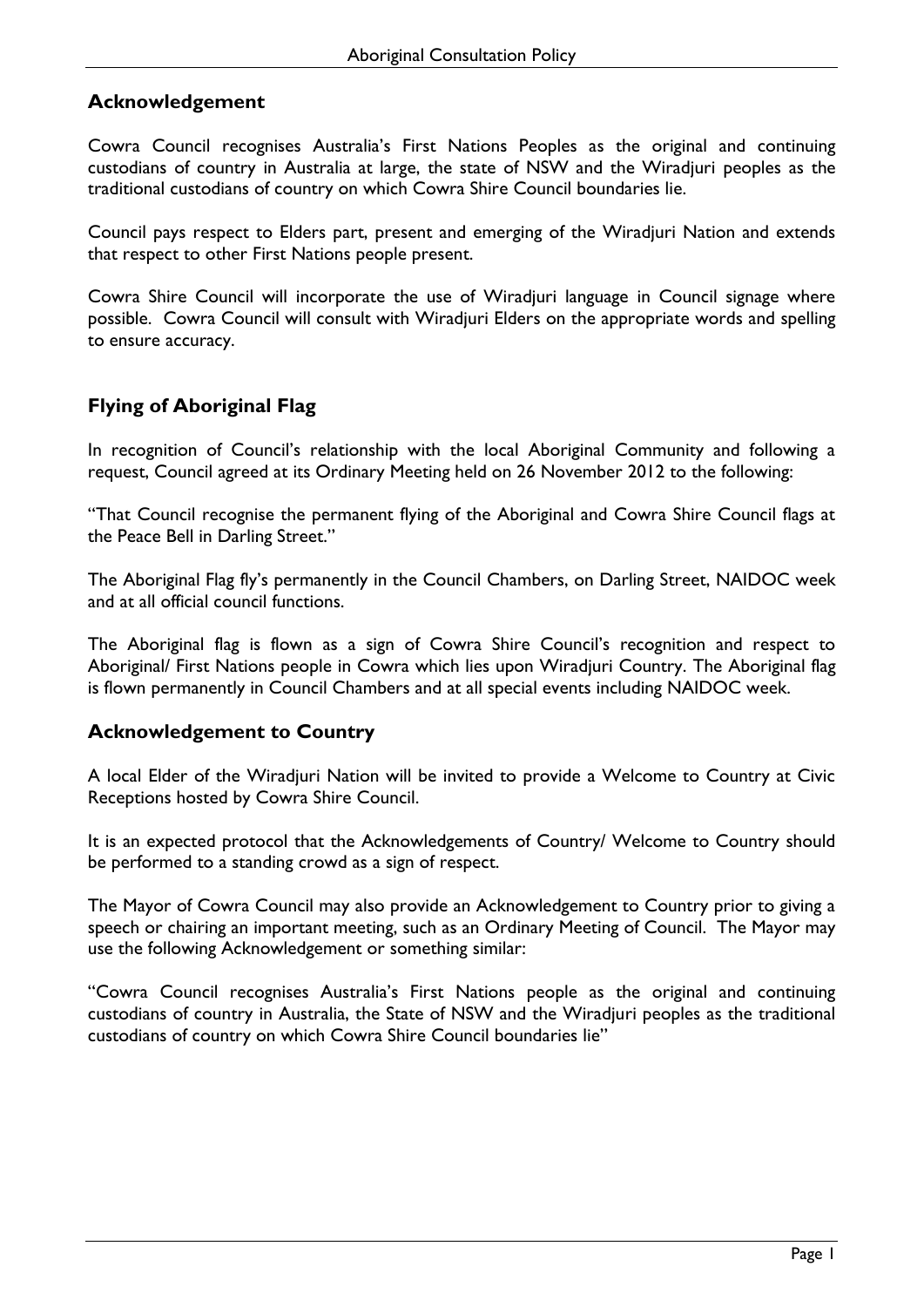## Acknowledgement

Cowra Council recognises Australia's First Nations Peoples as the original and continuing custodians of country in Australia at large, the state of NSW and the Wiradjuri peoples as the traditional custodians of country on which Cowra Shire Council boundaries lie.

Council pays respect to Elders part, present and emerging of the Wiradjuri Nation and extends that respect to other First Nations people present.

Cowra Shire Council will incorporate the use of Wiradjuri language in Council signage where possible. Cowra Council will consult with Wiradjuri Elders on the appropriate words and spelling to ensure accuracy.

## Flying of Aboriginal Flag

In recognition of Council's relationship with the local Aboriginal Community and following a request, Council agreed at its Ordinary Meeting held on 26 November 2012 to the following:

"That Council recognise the permanent flying of the Aboriginal and Cowra Shire Council flags at the Peace Bell in Darling Street."

The Aboriginal Flag fly's permanently in the Council Chambers, on Darling Street, NAIDOC week and at all official council functions.

The Aboriginal flag is flown as a sign of Cowra Shire Council's recognition and respect to Aboriginal/ First Nations people in Cowra which lies upon Wiradjuri Country. The Aboriginal flag is flown permanently in Council Chambers and at all special events including NAIDOC week.

## Acknowledgement to Country

A local Elder of the Wiradjuri Nation will be invited to provide a Welcome to Country at Civic Receptions hosted by Cowra Shire Council.

It is an expected protocol that the Acknowledgements of Country/ Welcome to Country should be performed to a standing crowd as a sign of respect.

The Mayor of Cowra Council may also provide an Acknowledgement to Country prior to giving a speech or chairing an important meeting, such as an Ordinary Meeting of Council. The Mayor may use the following Acknowledgement or something similar:

"Cowra Council recognises Australia's First Nations people as the original and continuing custodians of country in Australia, the State of NSW and the Wiradjuri peoples as the traditional custodians of country on which Cowra Shire Council boundaries lie"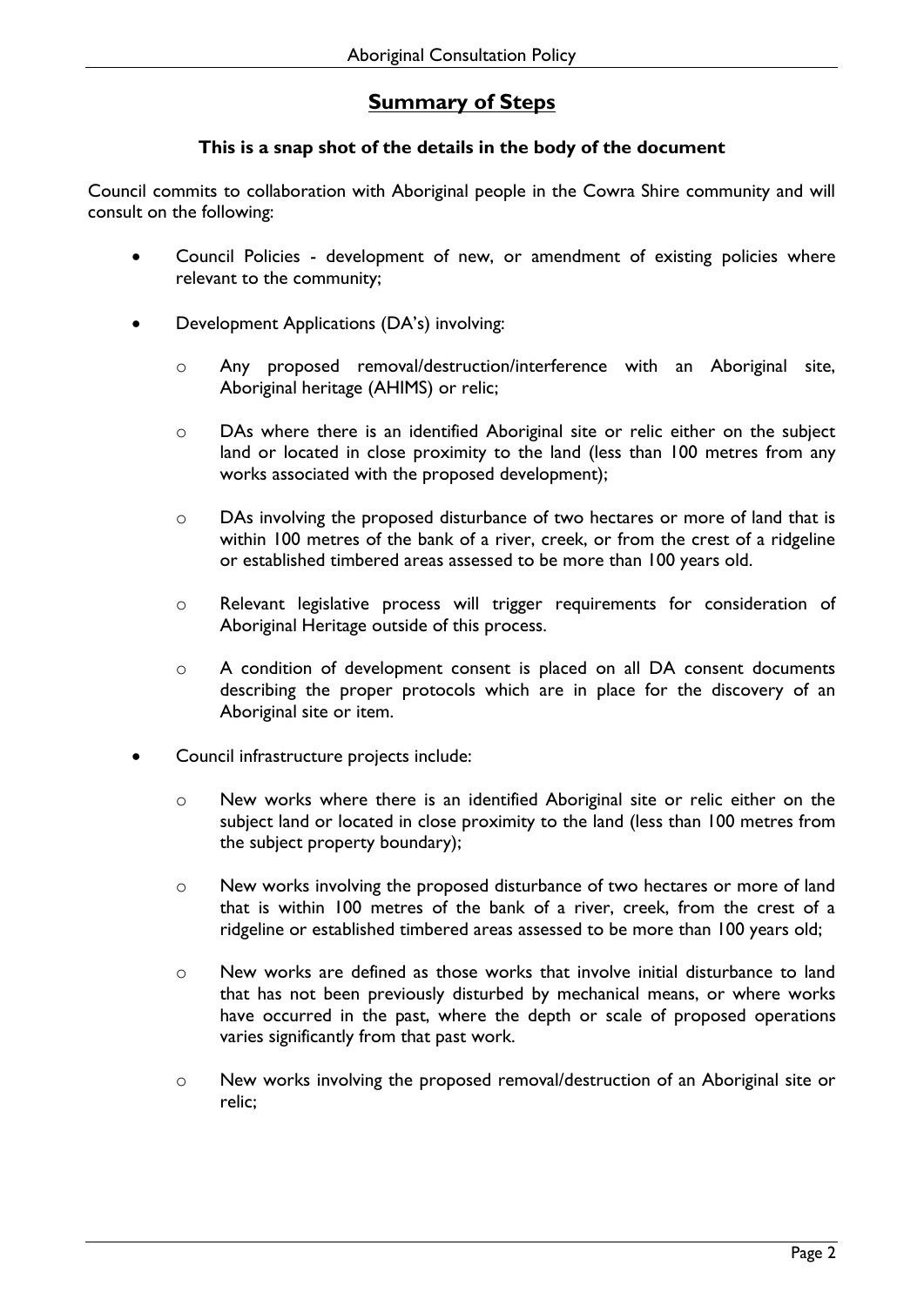## Summary of Steps

**This is a snap shot of the details in the body of the document**

Council commits to collaboration with Aboriginal people in the Cowra Shire community and will consult on the following:

- Council Policies - development of new, or amendment of existing policies where relevant to the community;
- Development Applications (DA's) involving:
    - Any proposed removal/destruction/interference with an Aboriginal site, Aboriginal heritage (AHIMS) or relic;
    - DAs where there is an identified Aboriginal site or relic either on the subject land or located in close proximity to the land (less than 100 metres from any works associated with the proposed development);
    - DAs involving the proposed disturbance of two hectares or more of land that is within 100 metres of the bank of a river, creek, or from the crest of a ridgeline or established timbered areas assessed to be more than 100 years old.
    - Relevant legislative process will trigger requirements for consideration of Aboriginal Heritage outside of this process.
    - A condition of development consent is placed on all DA consent documents describing the proper protocols which are in place for the discovery of an Aboriginal site or item.
- Council infrastructure projects include:
    - New works where there is an identified Aboriginal site or relic either on the subject land or located in close proximity to the land (less than 100 metres from the subject property boundary);
    - New works involving the proposed disturbance of two hectares or more of land that is within 100 metres of the bank of a river, creek, from the crest of a ridgeline or established timbered areas assessed to be more than 100 years old;
    - New works are defined as those works that involve initial disturbance to land that has not been previously disturbed by mechanical means, or where works have occurred in the past, where the depth or scale of proposed operations varies significantly from that past work.
    - New works involving the proposed removal/destruction of an Aboriginal site or relic;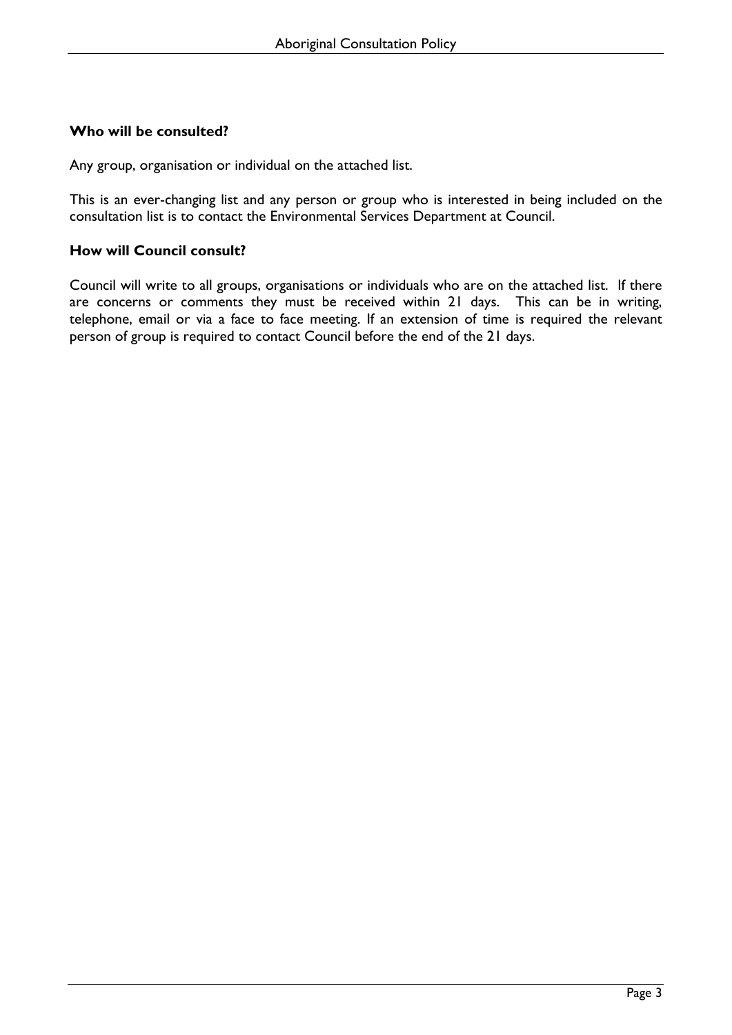**Who will be consulted?**

Any group, organisation or individual on the attached list.

This is an ever-changing list and any person or group who is interested in being included on the consultation list is to contact the Environmental Services Department at Council.

**How will Council consult?**

Council will write to all groups, organisations or individuals who are on the attached list. If there are concerns or comments they must be received within 21 days. This can be in writing, telephone, email or via a face to face meeting. If an extension of time is required the relevant person of group is required to contact Council before the end of the 21 days.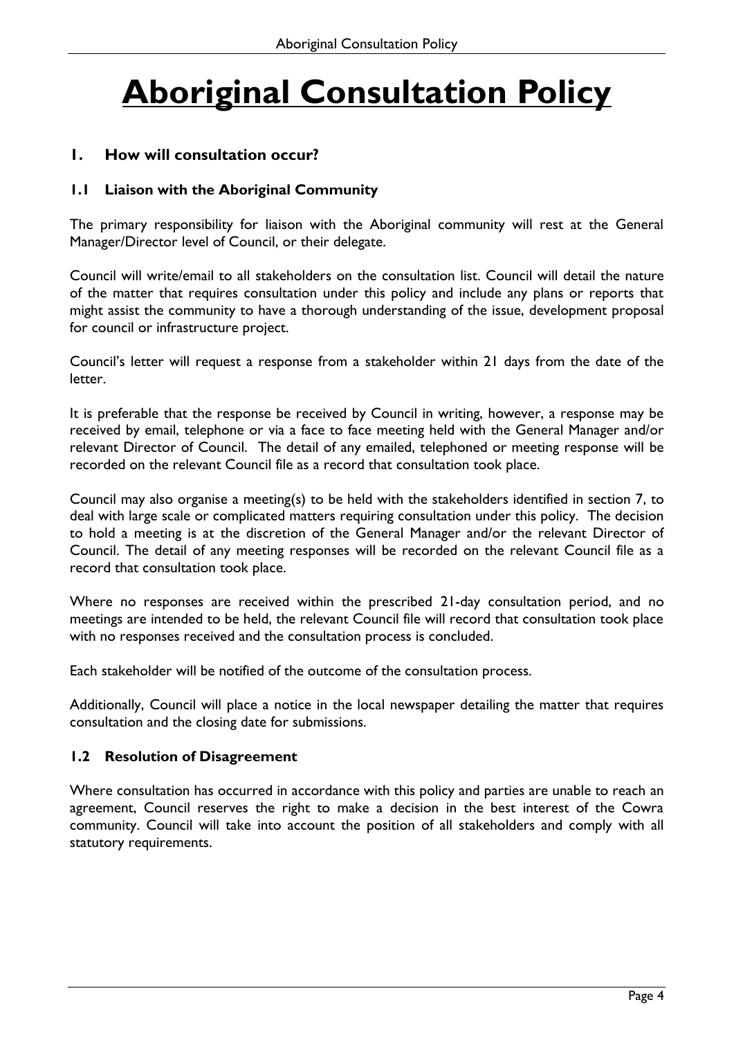# Aboriginal Consultation Policy

## 1. How will consultation occur?

### 1.1 Liaison with the Aboriginal Community

The primary responsibility for liaison with the Aboriginal community will rest at the General Manager/Director level of Council, or their delegate.

Council will write/email to all stakeholders on the consultation list. Council will detail the nature of the matter that requires consultation under this policy and include any plans or reports that might assist the community to have a thorough understanding of the issue, development proposal for council or infrastructure project.

Council's letter will request a response from a stakeholder within 21 days from the date of the letter.

It is preferable that the response be received by Council in writing, however, a response may be received by email, telephone or via a face to face meeting held with the General Manager and/or relevant Director of Council. The detail of any emailed, telephoned or meeting response will be recorded on the relevant Council file as a record that consultation took place.

Council may also organise a meeting(s) to be held with the stakeholders identified in section 7, to deal with large scale or complicated matters requiring consultation under this policy. The decision to hold a meeting is at the discretion of the General Manager and/or the relevant Director of Council. The detail of any meeting responses will be recorded on the relevant Council file as a record that consultation took place.

Where no responses are received within the prescribed 21-day consultation period, and no meetings are intended to be held, the relevant Council file will record that consultation took place with no responses received and the consultation process is concluded.

Each stakeholder will be notified of the outcome of the consultation process.

Additionally, Council will place a notice in the local newspaper detailing the matter that requires consultation and the closing date for submissions.

### 1.2 Resolution of Disagreement

Where consultation has occurred in accordance with this policy and parties are unable to reach an agreement, Council reserves the right to make a decision in the best interest of the Cowra community. Council will take into account the position of all stakeholders and comply with all statutory requirements.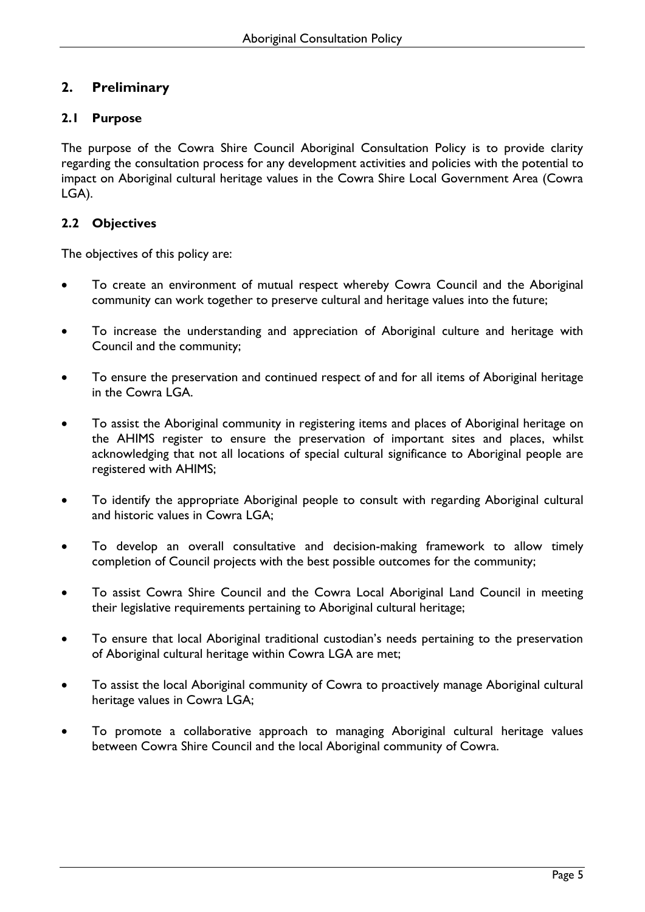## 2. Preliminary

### 2.1 Purpose

The purpose of the Cowra Shire Council Aboriginal Consultation Policy is to provide clarity regarding the consultation process for any development activities and policies with the potential to impact on Aboriginal cultural heritage values in the Cowra Shire Local Government Area (Cowra LGA).

### 2.2 Objectives

The objectives of this policy are:

- To create an environment of mutual respect whereby Cowra Council and the Aboriginal community can work together to preserve cultural and heritage values into the future;
- To increase the understanding and appreciation of Aboriginal culture and heritage with Council and the community;
- To ensure the preservation and continued respect of and for all items of Aboriginal heritage in the Cowra LGA.
- To assist the Aboriginal community in registering items and places of Aboriginal heritage on the AHIMS register to ensure the preservation of important sites and places, whilst acknowledging that not all locations of special cultural significance to Aboriginal people are registered with AHIMS;
- To identify the appropriate Aboriginal people to consult with regarding Aboriginal cultural and historic values in Cowra LGA;
- To develop an overall consultative and decision-making framework to allow timely completion of Council projects with the best possible outcomes for the community;
- To assist Cowra Shire Council and the Cowra Local Aboriginal Land Council in meeting their legislative requirements pertaining to Aboriginal cultural heritage;
- To ensure that local Aboriginal traditional custodian's needs pertaining to the preservation of Aboriginal cultural heritage within Cowra LGA are met;
- To assist the local Aboriginal community of Cowra to proactively manage Aboriginal cultural heritage values in Cowra LGA;
- To promote a collaborative approach to managing Aboriginal cultural heritage values between Cowra Shire Council and the local Aboriginal community of Cowra.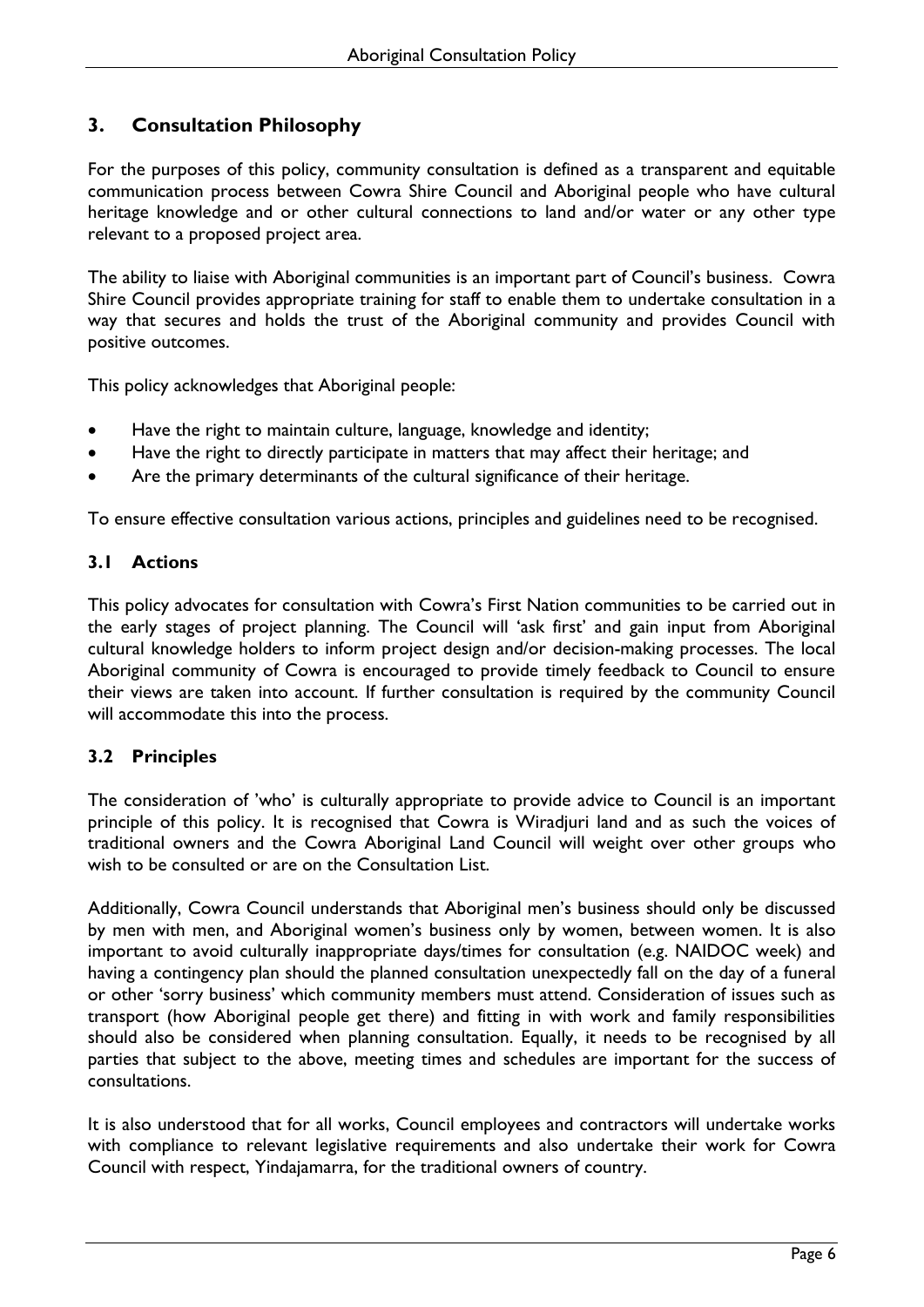## 3. Consultation Philosophy

For the purposes of this policy, community consultation is defined as a transparent and equitable communication process between Cowra Shire Council and Aboriginal people who have cultural heritage knowledge and or other cultural connections to land and/or water or any other type relevant to a proposed project area.

The ability to liaise with Aboriginal communities is an important part of Council's business. Cowra Shire Council provides appropriate training for staff to enable them to undertake consultation in a way that secures and holds the trust of the Aboriginal community and provides Council with positive outcomes.

This policy acknowledges that Aboriginal people:

- Have the right to maintain culture, language, knowledge and identity;
- Have the right to directly participate in matters that may affect their heritage; and
- Are the primary determinants of the cultural significance of their heritage.

To ensure effective consultation various actions, principles and guidelines need to be recognised.

### 3.1 Actions

This policy advocates for consultation with Cowra's First Nation communities to be carried out in the early stages of project planning. The Council will 'ask first' and gain input from Aboriginal cultural knowledge holders to inform project design and/or decision-making processes. The local Aboriginal community of Cowra is encouraged to provide timely feedback to Council to ensure their views are taken into account. If further consultation is required by the community Council will accommodate this into the process.

### 3.2 Principles

The consideration of 'who' is culturally appropriate to provide advice to Council is an important principle of this policy. It is recognised that Cowra is Wiradjuri land and as such the voices of traditional owners and the Cowra Aboriginal Land Council will weight over other groups who wish to be consulted or are on the Consultation List.

Additionally, Cowra Council understands that Aboriginal men's business should only be discussed by men with men, and Aboriginal women's business only by women, between women. It is also important to avoid culturally inappropriate days/times for consultation (e.g. NAIDOC week) and having a contingency plan should the planned consultation unexpectedly fall on the day of a funeral or other 'sorry business' which community members must attend. Consideration of issues such as transport (how Aboriginal people get there) and fitting in with work and family responsibilities should also be considered when planning consultation. Equally, it needs to be recognised by all parties that subject to the above, meeting times and schedules are important for the success of consultations.

It is also understood that for all works, Council employees and contractors will undertake works with compliance to relevant legislative requirements and also undertake their work for Cowra Council with respect, Yindajamarra, for the traditional owners of country.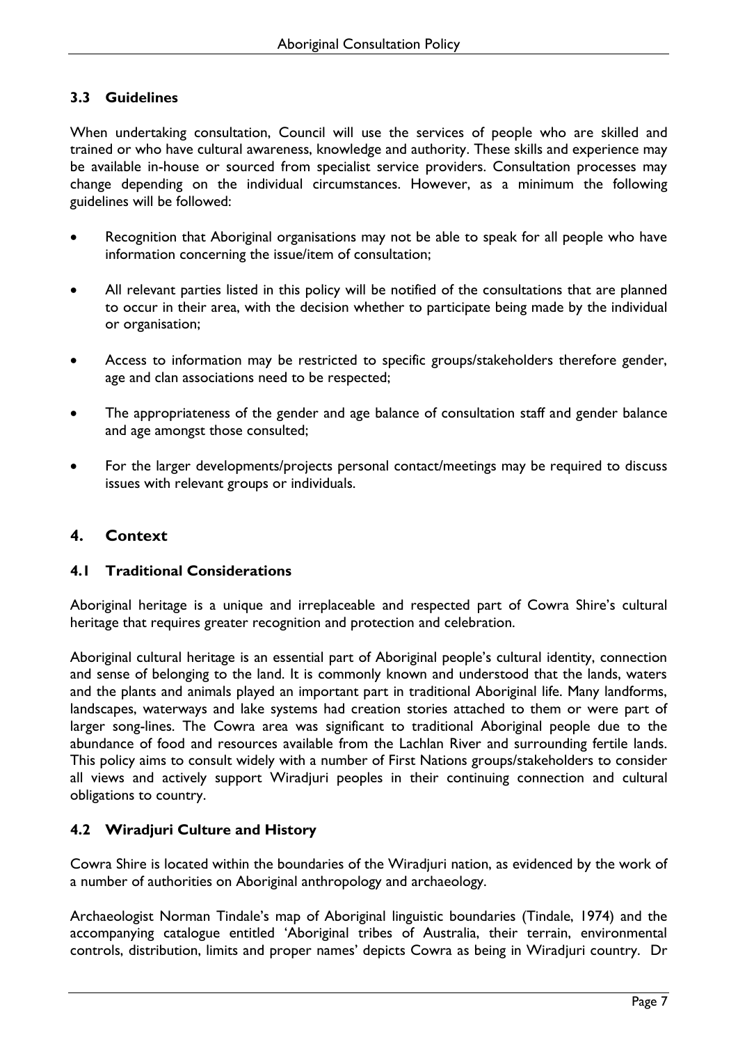### 3.3 Guidelines

When undertaking consultation, Council will use the services of people who are skilled and trained or who have cultural awareness, knowledge and authority. These skills and experience may be available in-house or sourced from specialist service providers. Consultation processes may change depending on the individual circumstances. However, as a minimum the following guidelines will be followed:

- Recognition that Aboriginal organisations may not be able to speak for all people who have information concerning the issue/item of consultation;
- All relevant parties listed in this policy will be notified of the consultations that are planned to occur in their area, with the decision whether to participate being made by the individual or organisation;
- Access to information may be restricted to specific groups/stakeholders therefore gender, age and clan associations need to be respected;
- The appropriateness of the gender and age balance of consultation staff and gender balance and age amongst those consulted;
- For the larger developments/projects personal contact/meetings may be required to discuss issues with relevant groups or individuals.

## 4. Context

### 4.1 Traditional Considerations

Aboriginal heritage is a unique and irreplaceable and respected part of Cowra Shire's cultural heritage that requires greater recognition and protection and celebration.

Aboriginal cultural heritage is an essential part of Aboriginal people's cultural identity, connection and sense of belonging to the land. It is commonly known and understood that the lands, waters and the plants and animals played an important part in traditional Aboriginal life. Many landforms, landscapes, waterways and lake systems had creation stories attached to them or were part of larger song-lines. The Cowra area was significant to traditional Aboriginal people due to the abundance of food and resources available from the Lachlan River and surrounding fertile lands. This policy aims to consult widely with a number of First Nations groups/stakeholders to consider all views and actively support Wiradjuri peoples in their continuing connection and cultural obligations to country.

### 4.2 Wiradjuri Culture and History

Cowra Shire is located within the boundaries of the Wiradjuri nation, as evidenced by the work of a number of authorities on Aboriginal anthropology and archaeology.

Archaeologist Norman Tindale's map of Aboriginal linguistic boundaries (Tindale, 1974) and the accompanying catalogue entitled 'Aboriginal tribes of Australia, their terrain, environmental controls, distribution, limits and proper names' depicts Cowra as being in Wiradjuri country. Dr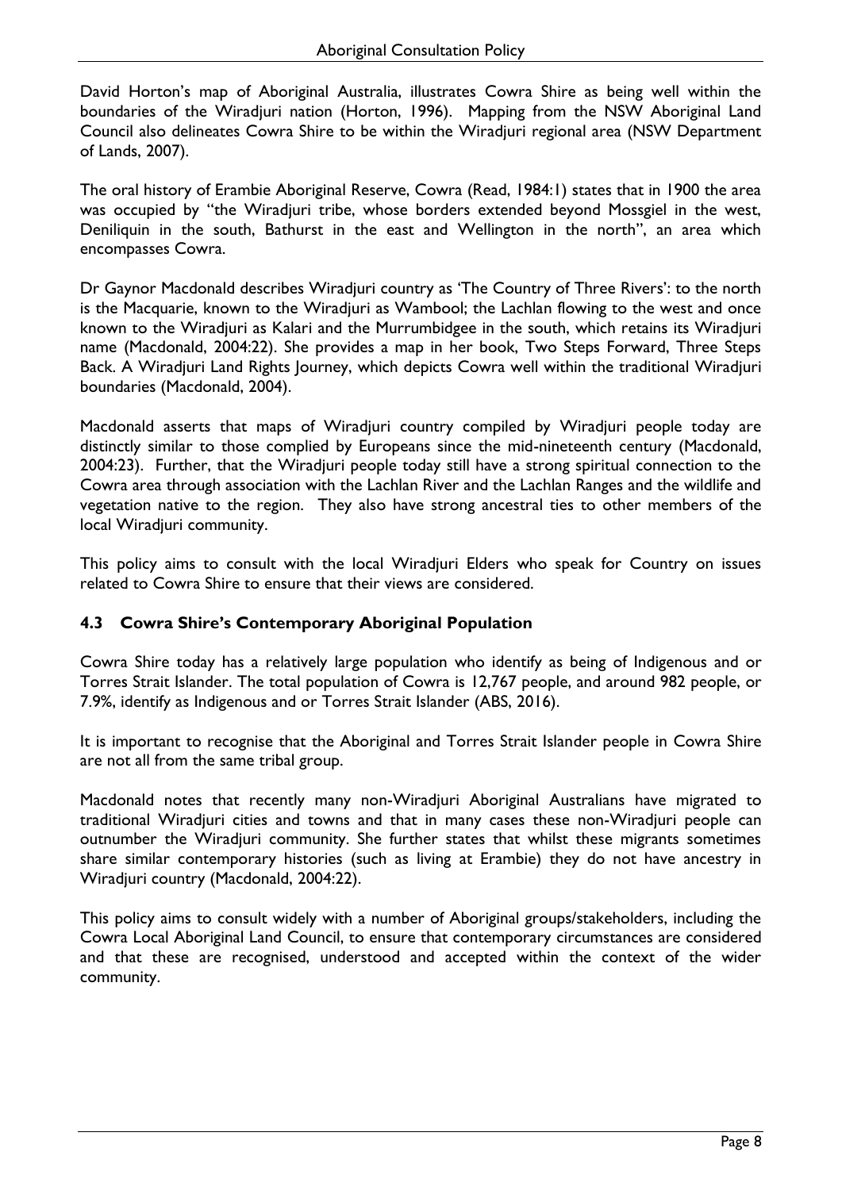David Horton's map of Aboriginal Australia, illustrates Cowra Shire as being well within the boundaries of the Wiradjuri nation (Horton, 1996). Mapping from the NSW Aboriginal Land Council also delineates Cowra Shire to be within the Wiradjuri regional area (NSW Department of Lands, 2007).

The oral history of Erambie Aboriginal Reserve, Cowra (Read, 1984:1) states that in 1900 the area was occupied by "the Wiradjuri tribe, whose borders extended beyond Mossgiel in the west, Deniliquin in the south, Bathurst in the east and Wellington in the north", an area which encompasses Cowra.

Dr Gaynor Macdonald describes Wiradjuri country as 'The Country of Three Rivers': to the north is the Macquarie, known to the Wiradjuri as Wambool; the Lachlan flowing to the west and once known to the Wiradjuri as Kalari and the Murrumbidgee in the south, which retains its Wiradjuri name (Macdonald, 2004:22). She provides a map in her book, Two Steps Forward, Three Steps Back. A Wiradjuri Land Rights Journey, which depicts Cowra well within the traditional Wiradjuri boundaries (Macdonald, 2004).

Macdonald asserts that maps of Wiradjuri country compiled by Wiradjuri people today are distinctly similar to those complied by Europeans since the mid-nineteenth century (Macdonald, 2004:23). Further, that the Wiradjuri people today still have a strong spiritual connection to the Cowra area through association with the Lachlan River and the Lachlan Ranges and the wildlife and vegetation native to the region. They also have strong ancestral ties to other members of the local Wiradjuri community.

This policy aims to consult with the local Wiradjuri Elders who speak for Country on issues related to Cowra Shire to ensure that their views are considered.

### 4.3 Cowra Shire's Contemporary Aboriginal Population

Cowra Shire today has a relatively large population who identify as being of Indigenous and or Torres Strait Islander. The total population of Cowra is 12,767 people, and around 982 people, or 7.9%, identify as Indigenous and or Torres Strait Islander (ABS, 2016).

It is important to recognise that the Aboriginal and Torres Strait Islander people in Cowra Shire are not all from the same tribal group.

Macdonald notes that recently many non-Wiradjuri Aboriginal Australians have migrated to traditional Wiradjuri cities and towns and that in many cases these non-Wiradjuri people can outnumber the Wiradjuri community. She further states that whilst these migrants sometimes share similar contemporary histories (such as living at Erambie) they do not have ancestry in Wiradjuri country (Macdonald, 2004:22).

This policy aims to consult widely with a number of Aboriginal groups/stakeholders, including the Cowra Local Aboriginal Land Council, to ensure that contemporary circumstances are considered and that these are recognised, understood and accepted within the context of the wider community.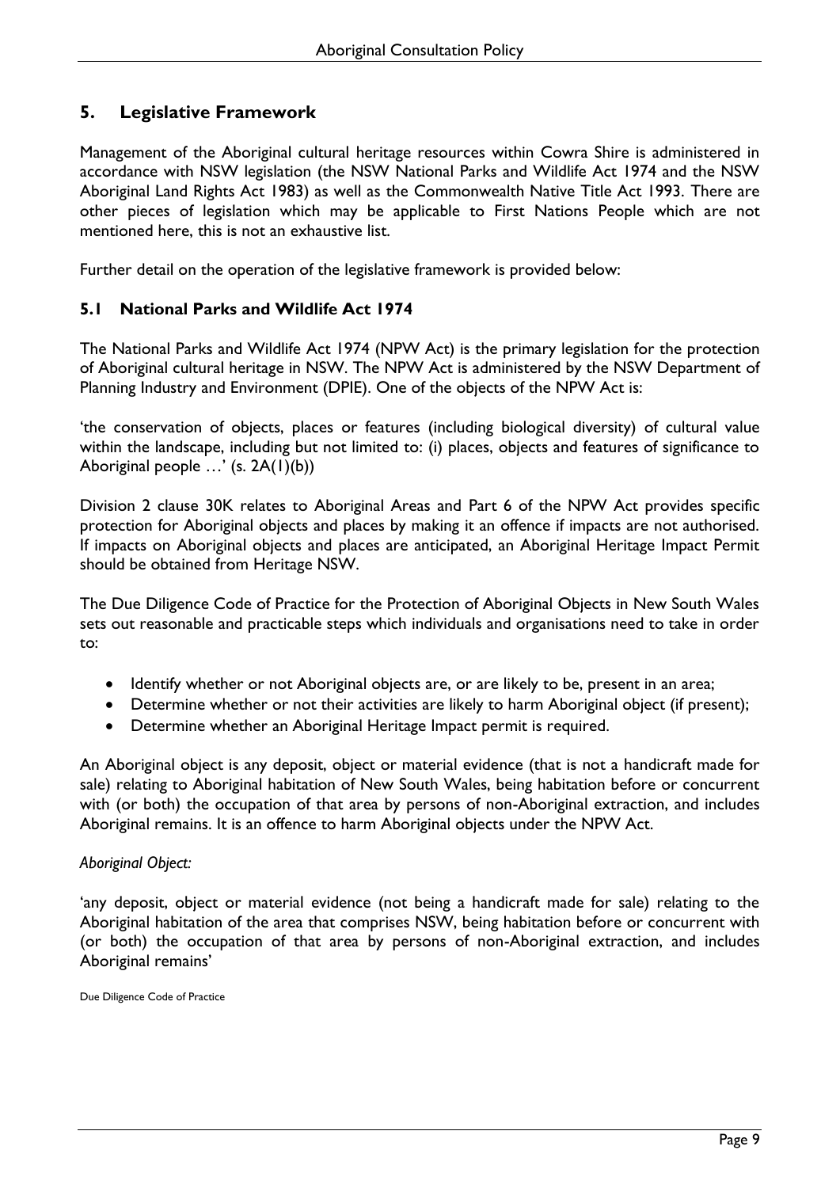## 5. Legislative Framework

Management of the Aboriginal cultural heritage resources within Cowra Shire is administered in accordance with NSW legislation (the NSW National Parks and Wildlife Act 1974 and the NSW Aboriginal Land Rights Act 1983) as well as the Commonwealth Native Title Act 1993. There are other pieces of legislation which may be applicable to First Nations People which are not mentioned here, this is not an exhaustive list.

Further detail on the operation of the legislative framework is provided below:

### 5.1 National Parks and Wildlife Act 1974

The National Parks and Wildlife Act 1974 (NPW Act) is the primary legislation for the protection of Aboriginal cultural heritage in NSW. The NPW Act is administered by the NSW Department of Planning Industry and Environment (DPIE). One of the objects of the NPW Act is:

'the conservation of objects, places or features (including biological diversity) of cultural value within the landscape, including but not limited to: (i) places, objects and features of significance to Aboriginal people …' (s. 2A(1)(b))

Division 2 clause 30K relates to Aboriginal Areas and Part 6 of the NPW Act provides specific protection for Aboriginal objects and places by making it an offence if impacts are not authorised. If impacts on Aboriginal objects and places are anticipated, an Aboriginal Heritage Impact Permit should be obtained from Heritage NSW.

The Due Diligence Code of Practice for the Protection of Aboriginal Objects in New South Wales sets out reasonable and practicable steps which individuals and organisations need to take in order to:

- Identify whether or not Aboriginal objects are, or are likely to be, present in an area;
- Determine whether or not their activities are likely to harm Aboriginal object (if present);
- Determine whether an Aboriginal Heritage Impact permit is required.

An Aboriginal object is any deposit, object or material evidence (that is not a handicraft made for sale) relating to Aboriginal habitation of New South Wales, being habitation before or concurrent with (or both) the occupation of that area by persons of non-Aboriginal extraction, and includes Aboriginal remains. It is an offence to harm Aboriginal objects under the NPW Act.

*Aboriginal Object:*

'any deposit, object or material evidence (not being a handicraft made for sale) relating to the Aboriginal habitation of the area that comprises NSW, being habitation before or concurrent with (or both) the occupation of that area by persons of non-Aboriginal extraction, and includes Aboriginal remains'

Due Diligence Code of Practice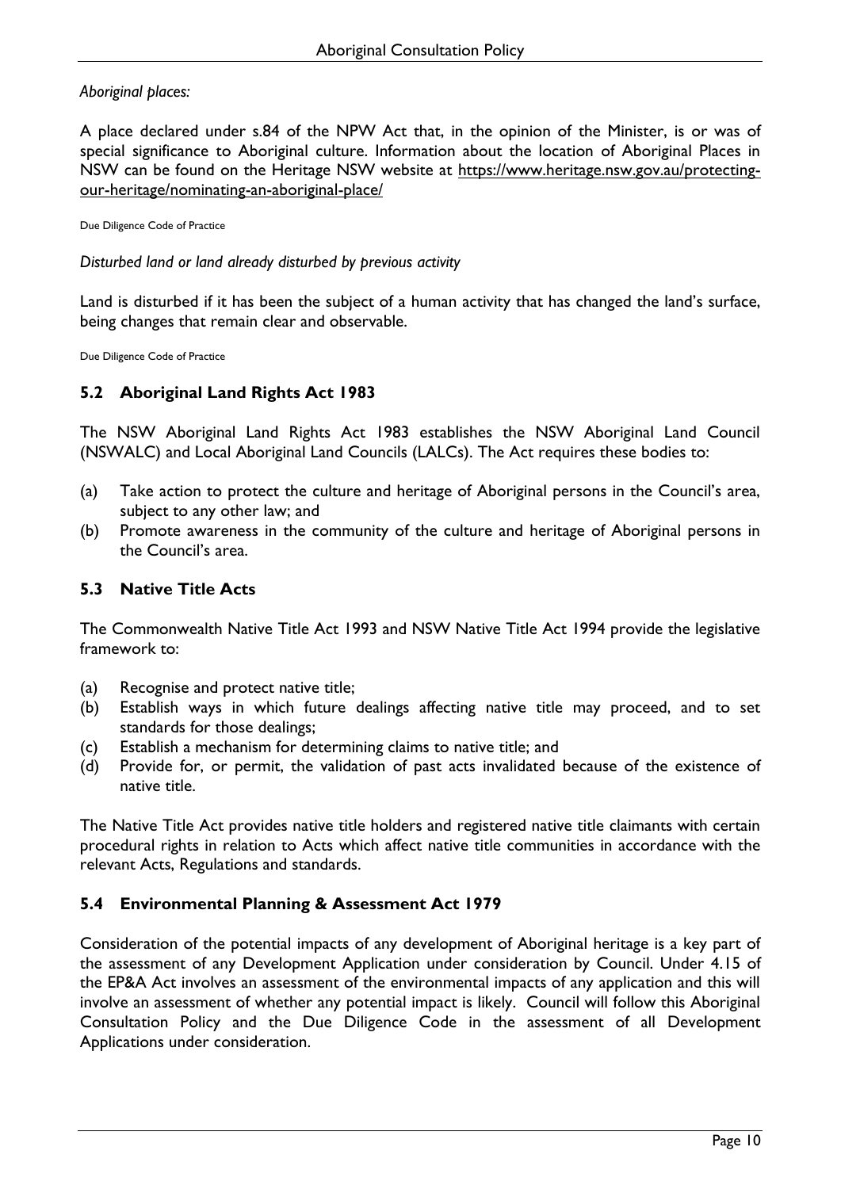*Aboriginal places:*

A place declared under s.84 of the NPW Act that, in the opinion of the Minister, is or was of special significance to Aboriginal culture. Information about the location of Aboriginal Places in NSW can be found on the Heritage NSW website at [https://www.heritage.nsw.gov.au/protecting-our-heritage/nominating-an-aboriginal-place/](https://www.heritage.nsw.gov.au/protecting-our-heritage/nominating-an-aboriginal-place/)

Due Diligence Code of Practice

*Disturbed land or land already disturbed by previous activity*

Land is disturbed if it has been the subject of a human activity that has changed the land's surface, being changes that remain clear and observable.

Due Diligence Code of Practice

## 5.2 Aboriginal Land Rights Act 1983

The NSW Aboriginal Land Rights Act 1983 establishes the NSW Aboriginal Land Council (NSWALC) and Local Aboriginal Land Councils (LALCs). The Act requires these bodies to:

(a) Take action to protect the culture and heritage of Aboriginal persons in the Council's area, subject to any other law; and
(b) Promote awareness in the community of the culture and heritage of Aboriginal persons in the Council's area.

## 5.3 Native Title Acts

The Commonwealth Native Title Act 1993 and NSW Native Title Act 1994 provide the legislative framework to:

(a) Recognise and protect native title;
(b) Establish ways in which future dealings affecting native title may proceed, and to set standards for those dealings;
(c) Establish a mechanism for determining claims to native title; and
(d) Provide for, or permit, the validation of past acts invalidated because of the existence of native title.

The Native Title Act provides native title holders and registered native title claimants with certain procedural rights in relation to Acts which affect native title communities in accordance with the relevant Acts, Regulations and standards.

## 5.4 Environmental Planning & Assessment Act 1979

Consideration of the potential impacts of any development of Aboriginal heritage is a key part of the assessment of any Development Application under consideration by Council. Under 4.15 of the EP&A Act involves an assessment of the environmental impacts of any application and this will involve an assessment of whether any potential impact is likely. Council will follow this Aboriginal Consultation Policy and the Due Diligence Code in the assessment of all Development Applications under consideration.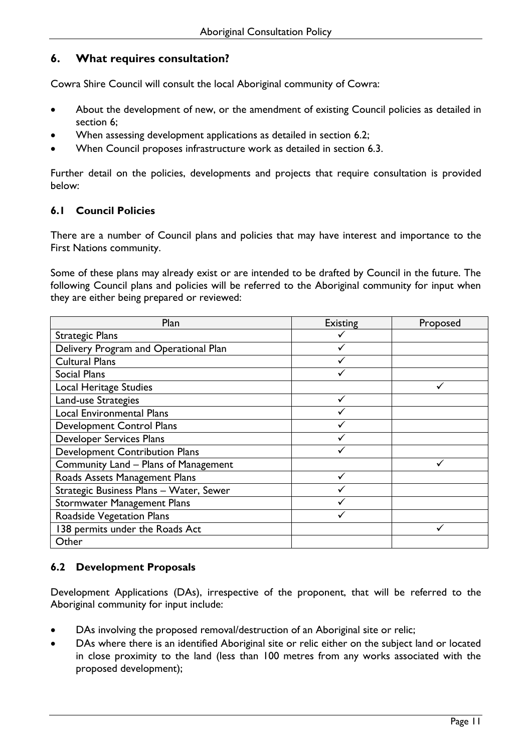## 6. What requires consultation?

Cowra Shire Council will consult the local Aboriginal community of Cowra:

- About the development of new, or the amendment of existing Council policies as detailed in section 6;
- When assessing development applications as detailed in section 6.2;
- When Council proposes infrastructure work as detailed in section 6.3.

Further detail on the policies, developments and projects that require consultation is provided below:

### 6.1 Council Policies

There are a number of Council plans and policies that may have interest and importance to the First Nations community.

Some of these plans may already exist or are intended to be drafted by Council in the future. The following Council plans and policies will be referred to the Aboriginal community for input when they are either being prepared or reviewed:

| Plan | Existing | Proposed |
|---|---|---|
| Strategic Plans | ✓ | |
| Delivery Program and Operational Plan | ✓ | |
| Cultural Plans | ✓ | |
| Social Plans | ✓ | |
| Local Heritage Studies | | ✓ |
| Land-use Strategies | ✓ | |
| Local Environmental Plans | ✓ | |
| Development Control Plans | ✓ | |
| Developer Services Plans | ✓ | |
| Development Contribution Plans | ✓ | |
| Community Land – Plans of Management | | ✓ |
| Roads Assets Management Plans | ✓ | |
| Strategic Business Plans – Water, Sewer | ✓ | |
| Stormwater Management Plans | ✓ | |
| Roadside Vegetation Plans | ✓ | |
| 138 permits under the Roads Act | | ✓ |
| Other | | |

### 6.2 Development Proposals

Development Applications (DAs), irrespective of the proponent, that will be referred to the Aboriginal community for input include:

- DAs involving the proposed removal/destruction of an Aboriginal site or relic;
- DAs where there is an identified Aboriginal site or relic either on the subject land or located in close proximity to the land (less than 100 metres from any works associated with the proposed development);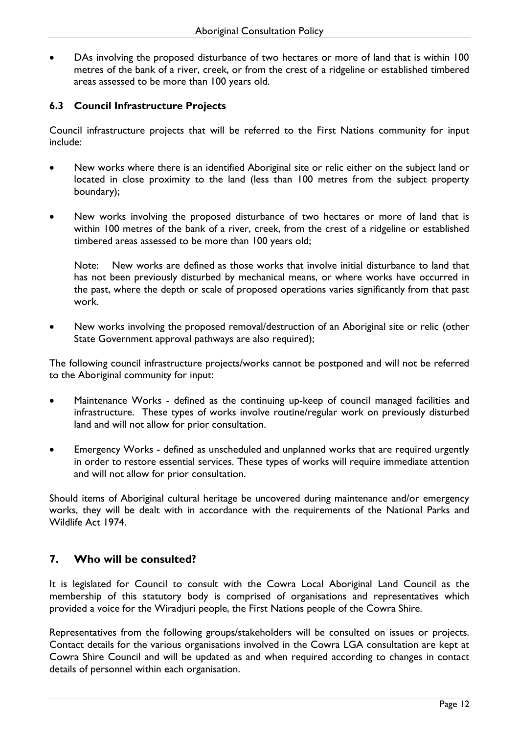- DAs involving the proposed disturbance of two hectares or more of land that is within 100 metres of the bank of a river, creek, or from the crest of a ridgeline or established timbered areas assessed to be more than 100 years old.

### 6.3 Council Infrastructure Projects

Council infrastructure projects that will be referred to the First Nations community for input include:

- New works where there is an identified Aboriginal site or relic either on the subject land or located in close proximity to the land (less than 100 metres from the subject property boundary);

- New works involving the proposed disturbance of two hectares or more of land that is within 100 metres of the bank of a river, creek, from the crest of a ridgeline or established timbered areas assessed to be more than 100 years old;

  Note: New works are defined as those works that involve initial disturbance to land that has not been previously disturbed by mechanical means, or where works have occurred in the past, where the depth or scale of proposed operations varies significantly from that past work.

- New works involving the proposed removal/destruction of an Aboriginal site or relic (other State Government approval pathways are also required);

The following council infrastructure projects/works cannot be postponed and will not be referred to the Aboriginal community for input:

- Maintenance Works - defined as the continuing up-keep of council managed facilities and infrastructure. These types of works involve routine/regular work on previously disturbed land and will not allow for prior consultation.

- Emergency Works - defined as unscheduled and unplanned works that are required urgently in order to restore essential services. These types of works will require immediate attention and will not allow for prior consultation.

Should items of Aboriginal cultural heritage be uncovered during maintenance and/or emergency works, they will be dealt with in accordance with the requirements of the National Parks and Wildlife Act 1974.

## 7. Who will be consulted?

It is legislated for Council to consult with the Cowra Local Aboriginal Land Council as the membership of this statutory body is comprised of organisations and representatives which provided a voice for the Wiradjuri people, the First Nations people of the Cowra Shire.

Representatives from the following groups/stakeholders will be consulted on issues or projects. Contact details for the various organisations involved in the Cowra LGA consultation are kept at Cowra Shire Council and will be updated as and when required according to changes in contact details of personnel within each organisation.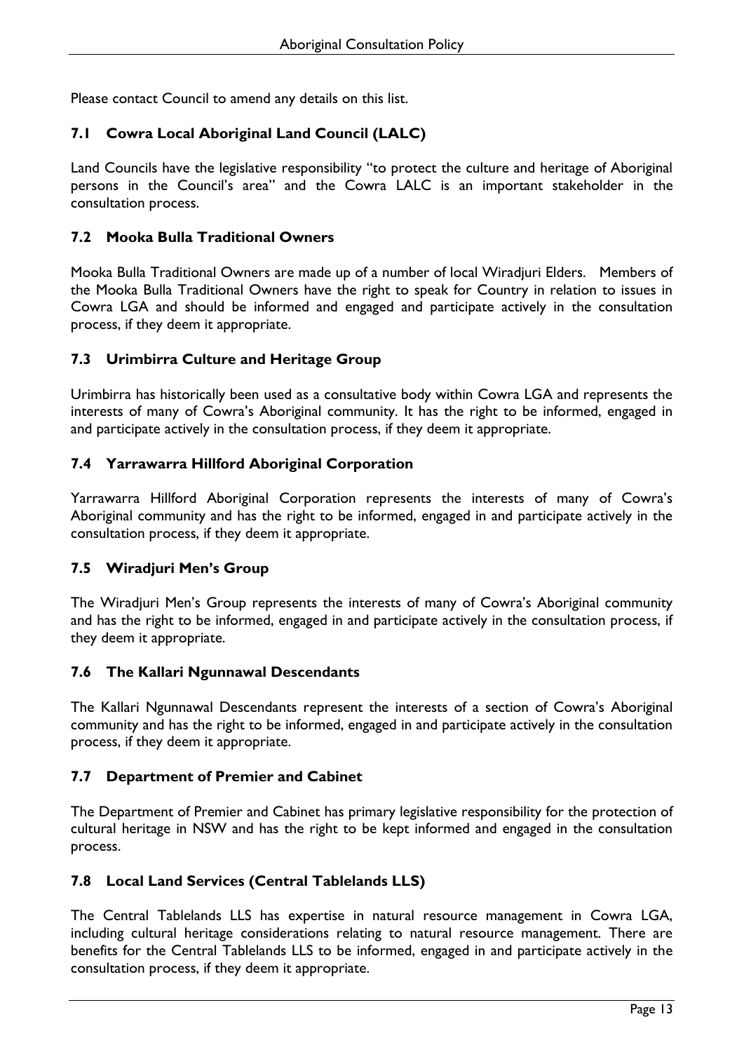Please contact Council to amend any details on this list.

### 7.1 Cowra Local Aboriginal Land Council (LALC)

Land Councils have the legislative responsibility "to protect the culture and heritage of Aboriginal persons in the Council's area" and the Cowra LALC is an important stakeholder in the consultation process.

### 7.2 Mooka Bulla Traditional Owners

Mooka Bulla Traditional Owners are made up of a number of local Wiradjuri Elders. Members of the Mooka Bulla Traditional Owners have the right to speak for Country in relation to issues in Cowra LGA and should be informed and engaged and participate actively in the consultation process, if they deem it appropriate.

### 7.3 Urimbirra Culture and Heritage Group

Urimbirra has historically been used as a consultative body within Cowra LGA and represents the interests of many of Cowra's Aboriginal community. It has the right to be informed, engaged in and participate actively in the consultation process, if they deem it appropriate.

### 7.4 Yarrawarra Hillford Aboriginal Corporation

Yarrawarra Hillford Aboriginal Corporation represents the interests of many of Cowra's Aboriginal community and has the right to be informed, engaged in and participate actively in the consultation process, if they deem it appropriate.

### 7.5 Wiradjuri Men's Group

The Wiradjuri Men's Group represents the interests of many of Cowra's Aboriginal community and has the right to be informed, engaged in and participate actively in the consultation process, if they deem it appropriate.

### 7.6 The Kallari Ngunnawal Descendants

The Kallari Ngunnawal Descendants represent the interests of a section of Cowra's Aboriginal community and has the right to be informed, engaged in and participate actively in the consultation process, if they deem it appropriate.

### 7.7 Department of Premier and Cabinet

The Department of Premier and Cabinet has primary legislative responsibility for the protection of cultural heritage in NSW and has the right to be kept informed and engaged in the consultation process.

### 7.8 Local Land Services (Central Tablelands LLS)

The Central Tablelands LLS has expertise in natural resource management in Cowra LGA, including cultural heritage considerations relating to natural resource management. There are benefits for the Central Tablelands LLS to be informed, engaged in and participate actively in the consultation process, if they deem it appropriate.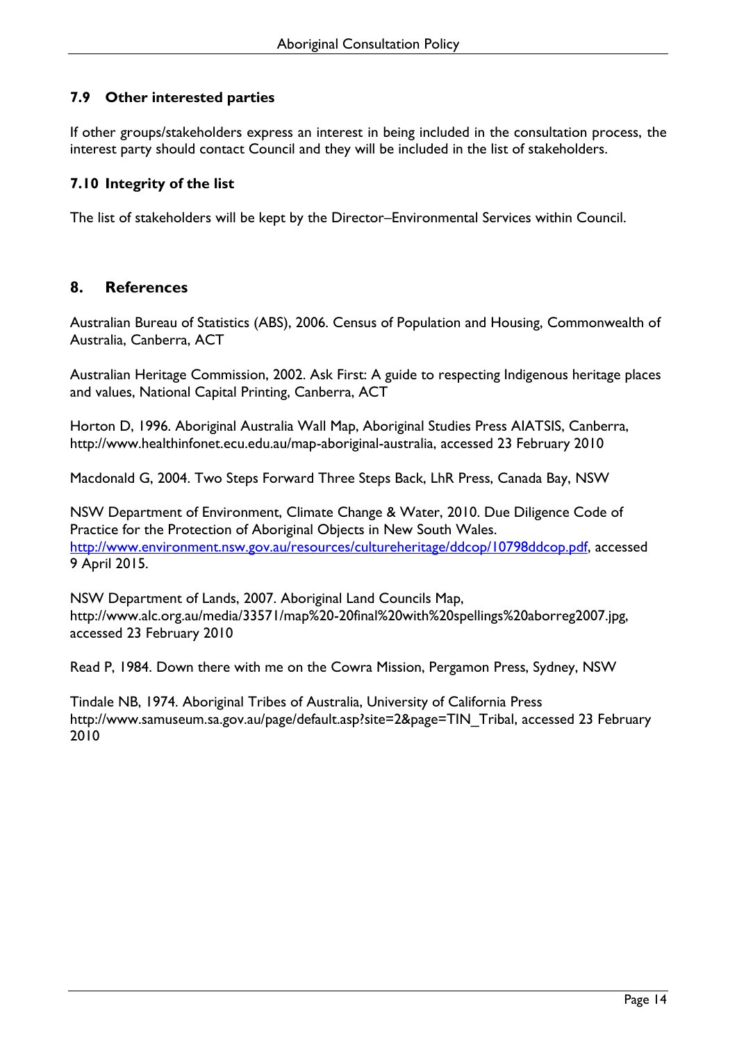### 7.9 Other interested parties

If other groups/stakeholders express an interest in being included in the consultation process, the interest party should contact Council and they will be included in the list of stakeholders.

### 7.10 Integrity of the list

The list of stakeholders will be kept by the Director–Environmental Services within Council.

## 8. References

Australian Bureau of Statistics (ABS), 2006. Census of Population and Housing, Commonwealth of Australia, Canberra, ACT

Australian Heritage Commission, 2002. Ask First: A guide to respecting Indigenous heritage places and values, National Capital Printing, Canberra, ACT

Horton D, 1996. Aboriginal Australia Wall Map, Aboriginal Studies Press AIATSIS, Canberra, http://www.healthinfonet.ecu.edu.au/map-aboriginal-australia, accessed 23 February 2010

Macdonald G, 2004. Two Steps Forward Three Steps Back, LhR Press, Canada Bay, NSW

NSW Department of Environment, Climate Change & Water, 2010. Due Diligence Code of Practice for the Protection of Aboriginal Objects in New South Wales. [http://www.environment.nsw.gov.au/resources/cultureheritage/ddcop/10798ddcop.pdf](http://www.environment.nsw.gov.au/resources/cultureheritage/ddcop/10798ddcop.pdf), accessed 9 April 2015.

NSW Department of Lands, 2007. Aboriginal Land Councils Map, http://www.alc.org.au/media/33571/map%20-20final%20with%20spellings%20aborreg2007.jpg, accessed 23 February 2010

Read P, 1984. Down there with me on the Cowra Mission, Pergamon Press, Sydney, NSW

Tindale NB, 1974. Aboriginal Tribes of Australia, University of California Press http://www.samuseum.sa.gov.au/page/default.asp?site=2&page=TIN_Tribal, accessed 23 February 2010